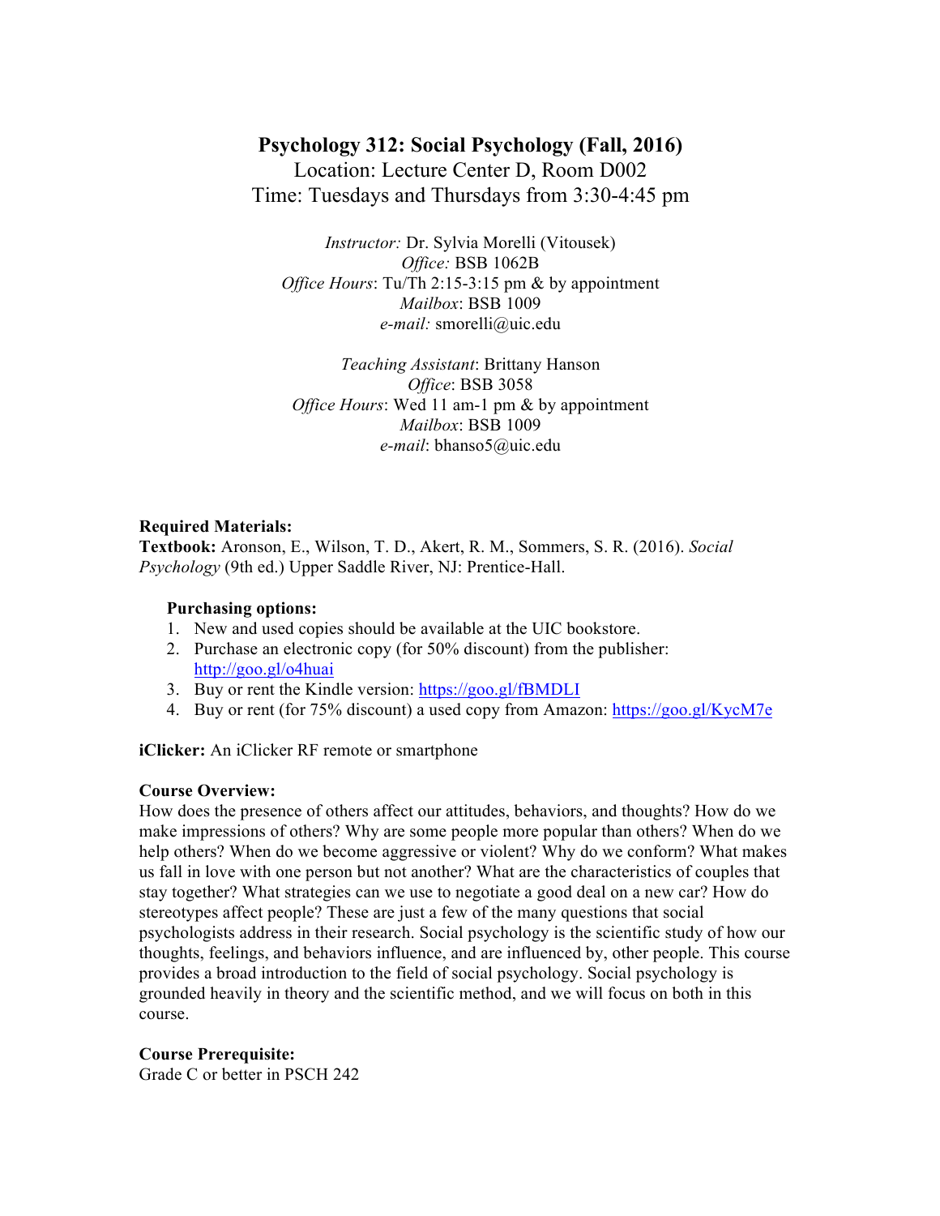# Psychology 312: Social Psychology (Fall, 2016)

Location: Lecture Center D, Room D002
Time: Tuesdays and Thursdays from 3:30-4:45 pm

*Instructor:* Dr. Sylvia Morelli (Vitousek)
*Office:* BSB 1062B
*Office Hours*: Tu/Th 2:15-3:15 pm & by appointment
*Mailbox*: BSB 1009
*e-mail:* smorelli@uic.edu

*Teaching Assistant*: Brittany Hanson
*Office*: BSB 3058
*Office Hours*: Wed 11 am-1 pm & by appointment
*Mailbox*: BSB 1009
*e-mail*: bhanso5@uic.edu

**Required Materials:**
**Textbook:** Aronson, E., Wilson, T. D., Akert, R. M., Sommers, S. R. (2016). *Social Psychology* (9th ed.) Upper Saddle River, NJ: Prentice-Hall.

**Purchasing options:**

1. New and used copies should be available at the UIC bookstore.
2. Purchase an electronic copy (for 50% discount) from the publisher: http://goo.gl/o4huai
3. Buy or rent the Kindle version: https://goo.gl/fBMDLI
4. Buy or rent (for 75% discount) a used copy from Amazon: https://goo.gl/KycM7e

**iClicker:** An iClicker RF remote or smartphone

**Course Overview:**
How does the presence of others affect our attitudes, behaviors, and thoughts? How do we make impressions of others? Why are some people more popular than others? When do we help others? When do we become aggressive or violent? Why do we conform? What makes us fall in love with one person but not another? What are the characteristics of couples that stay together? What strategies can we use to negotiate a good deal on a new car? How do stereotypes affect people? These are just a few of the many questions that social psychologists address in their research. Social psychology is the scientific study of how our thoughts, feelings, and behaviors influence, and are influenced by, other people. This course provides a broad introduction to the field of social psychology. Social psychology is grounded heavily in theory and the scientific method, and we will focus on both in this course.

**Course Prerequisite:**
Grade C or better in PSCH 242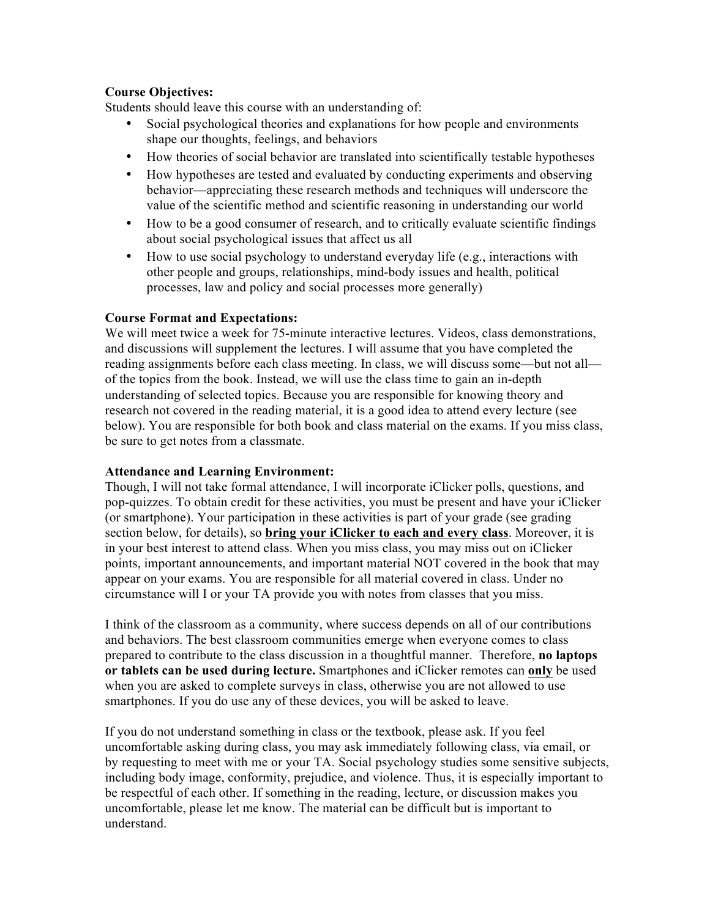**Course Objectives:**

Students should leave this course with an understanding of:

- Social psychological theories and explanations for how people and environments shape our thoughts, feelings, and behaviors
- How theories of social behavior are translated into scientifically testable hypotheses
- How hypotheses are tested and evaluated by conducting experiments and observing behavior—appreciating these research methods and techniques will underscore the value of the scientific method and scientific reasoning in understanding our world
- How to be a good consumer of research, and to critically evaluate scientific findings about social psychological issues that affect us all
- How to use social psychology to understand everyday life (e.g., interactions with other people and groups, relationships, mind-body issues and health, political processes, law and policy and social processes more generally)

**Course Format and Expectations:**

We will meet twice a week for 75-minute interactive lectures. Videos, class demonstrations, and discussions will supplement the lectures. I will assume that you have completed the reading assignments before each class meeting. In class, we will discuss some—but not all—of the topics from the book. Instead, we will use the class time to gain an in-depth understanding of selected topics. Because you are responsible for knowing theory and research not covered in the reading material, it is a good idea to attend every lecture (see below). You are responsible for both book and class material on the exams. If you miss class, be sure to get notes from a classmate.

**Attendance and Learning Environment:**

Though, I will not take formal attendance, I will incorporate iClicker polls, questions, and pop-quizzes. To obtain credit for these activities, you must be present and have your iClicker (or smartphone). Your participation in these activities is part of your grade (see grading section below, for details), so **<u>bring your iClicker to each and every class</u>**. Moreover, it is in your best interest to attend class. When you miss class, you may miss out on iClicker points, important announcements, and important material NOT covered in the book that may appear on your exams. You are responsible for all material covered in class. Under no circumstance will I or your TA provide you with notes from classes that you miss.

I think of the classroom as a community, where success depends on all of our contributions and behaviors. The best classroom communities emerge when everyone comes to class prepared to contribute to the class discussion in a thoughtful manner. Therefore, **no laptops or tablets can be used during lecture.** Smartphones and iClicker remotes can **<u>only</u>** be used when you are asked to complete surveys in class, otherwise you are not allowed to use smartphones. If you do use any of these devices, you will be asked to leave.

If you do not understand something in class or the textbook, please ask. If you feel uncomfortable asking during class, you may ask immediately following class, via email, or by requesting to meet with me or your TA. Social psychology studies some sensitive subjects, including body image, conformity, prejudice, and violence. Thus, it is especially important to be respectful of each other. If something in the reading, lecture, or discussion makes you uncomfortable, please let me know. The material can be difficult but is important to understand.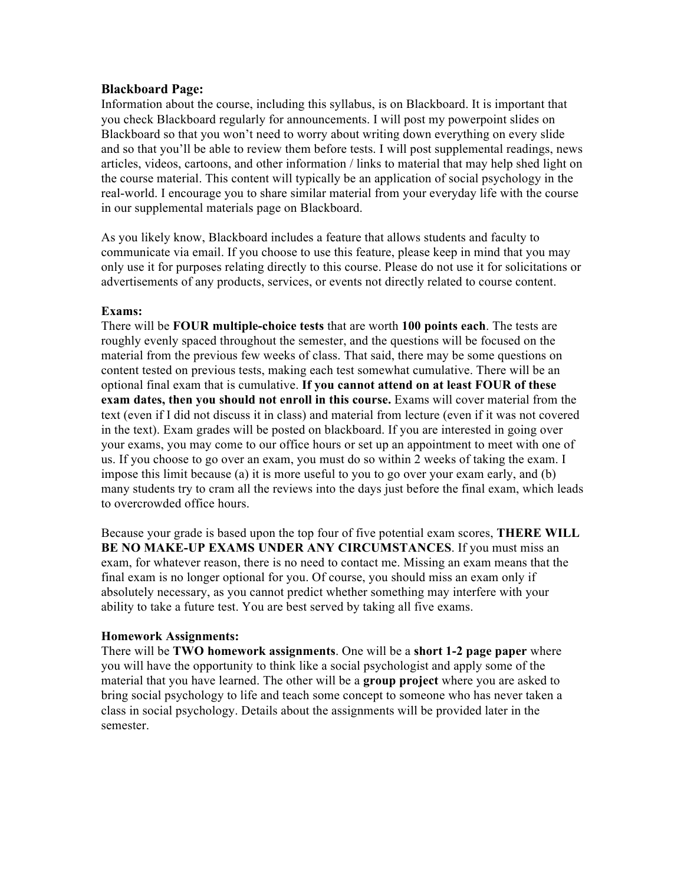**Blackboard Page:**

Information about the course, including this syllabus, is on Blackboard. It is important that you check Blackboard regularly for announcements. I will post my powerpoint slides on Blackboard so that you won't need to worry about writing down everything on every slide and so that you'll be able to review them before tests. I will post supplemental readings, news articles, videos, cartoons, and other information / links to material that may help shed light on the course material. This content will typically be an application of social psychology in the real-world. I encourage you to share similar material from your everyday life with the course in our supplemental materials page on Blackboard.

As you likely know, Blackboard includes a feature that allows students and faculty to communicate via email. If you choose to use this feature, please keep in mind that you may only use it for purposes relating directly to this course. Please do not use it for solicitations or advertisements of any products, services, or events not directly related to course content.

**Exams:**

There will be **FOUR multiple-choice tests** that are worth **100 points each**. The tests are roughly evenly spaced throughout the semester, and the questions will be focused on the material from the previous few weeks of class. That said, there may be some questions on content tested on previous tests, making each test somewhat cumulative. There will be an optional final exam that is cumulative. **If you cannot attend on at least FOUR of these exam dates, then you should not enroll in this course.** Exams will cover material from the text (even if I did not discuss it in class) and material from lecture (even if it was not covered in the text). Exam grades will be posted on blackboard. If you are interested in going over your exams, you may come to our office hours or set up an appointment to meet with one of us. If you choose to go over an exam, you must do so within 2 weeks of taking the exam. I impose this limit because (a) it is more useful to you to go over your exam early, and (b) many students try to cram all the reviews into the days just before the final exam, which leads to overcrowded office hours.

Because your grade is based upon the top four of five potential exam scores, **THERE WILL BE NO MAKE-UP EXAMS UNDER ANY CIRCUMSTANCES**. If you must miss an exam, for whatever reason, there is no need to contact me. Missing an exam means that the final exam is no longer optional for you. Of course, you should miss an exam only if absolutely necessary, as you cannot predict whether something may interfere with your ability to take a future test. You are best served by taking all five exams.

**Homework Assignments:**

There will be **TWO homework assignments**. One will be a **short 1-2 page paper** where you will have the opportunity to think like a social psychologist and apply some of the material that you have learned. The other will be a **group project** where you are asked to bring social psychology to life and teach some concept to someone who has never taken a class in social psychology. Details about the assignments will be provided later in the semester.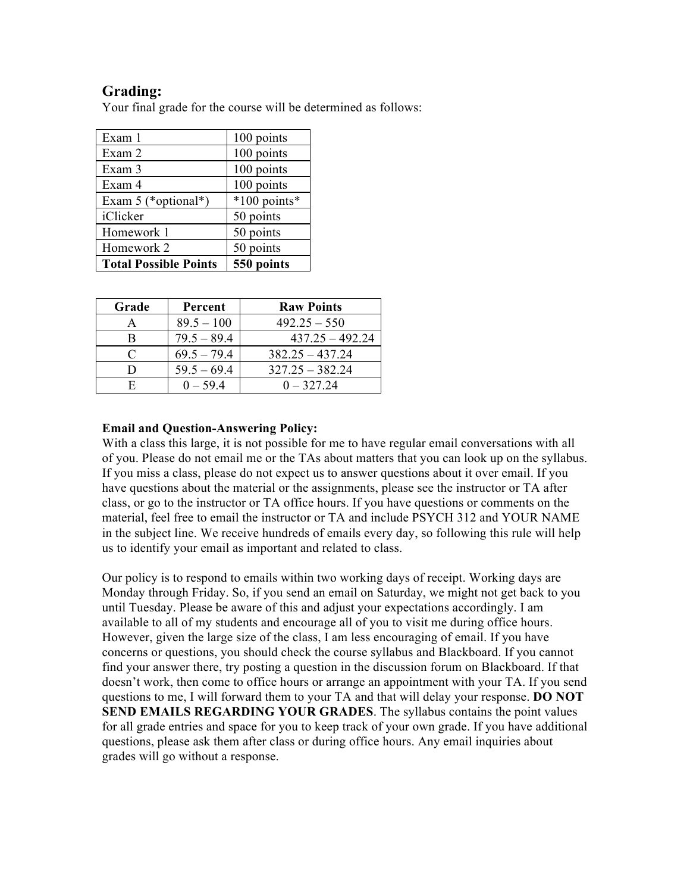## Grading:

Your final grade for the course will be determined as follows:

| | |
|---|---|
| Exam 1 | 100 points |
| Exam 2 | 100 points |
| Exam 3 | 100 points |
| Exam 4 | 100 points |
| Exam 5 (*optional*) | *100 points* |
| iClicker | 50 points |
| Homework 1 | 50 points |
| Homework 2 | 50 points |
| **Total Possible Points** | **550 points** |

| Grade | Percent | Raw Points |
|---|---|---|
| A | 89.5 – 100 | 492.25 – 550 |
| B | 79.5 – 89.4 | 437.25 – 492.24 |
| C | 69.5 – 79.4 | 382.25 – 437.24 |
| D | 59.5 – 69.4 | 327.25 – 382.24 |
| E | 0 – 59.4 | 0 – 327.24 |

**Email and Question-Answering Policy:**

With a class this large, it is not possible for me to have regular email conversations with all of you. Please do not email me or the TAs about matters that you can look up on the syllabus. If you miss a class, please do not expect us to answer questions about it over email. If you have questions about the material or the assignments, please see the instructor or TA after class, or go to the instructor or TA office hours. If you have questions or comments on the material, feel free to email the instructor or TA and include PSYCH 312 and YOUR NAME in the subject line. We receive hundreds of emails every day, so following this rule will help us to identify your email as important and related to class.

Our policy is to respond to emails within two working days of receipt. Working days are Monday through Friday. So, if you send an email on Saturday, we might not get back to you until Tuesday. Please be aware of this and adjust your expectations accordingly. I am available to all of my students and encourage all of you to visit me during office hours. However, given the large size of the class, I am less encouraging of email. If you have concerns or questions, you should check the course syllabus and Blackboard. If you cannot find your answer there, try posting a question in the discussion forum on Blackboard. If that doesn't work, then come to office hours or arrange an appointment with your TA. If you send questions to me, I will forward them to your TA and that will delay your response. **DO NOT SEND EMAILS REGARDING YOUR GRADES**. The syllabus contains the point values for all grade entries and space for you to keep track of your own grade. If you have additional questions, please ask them after class or during office hours. Any email inquiries about grades will go without a response.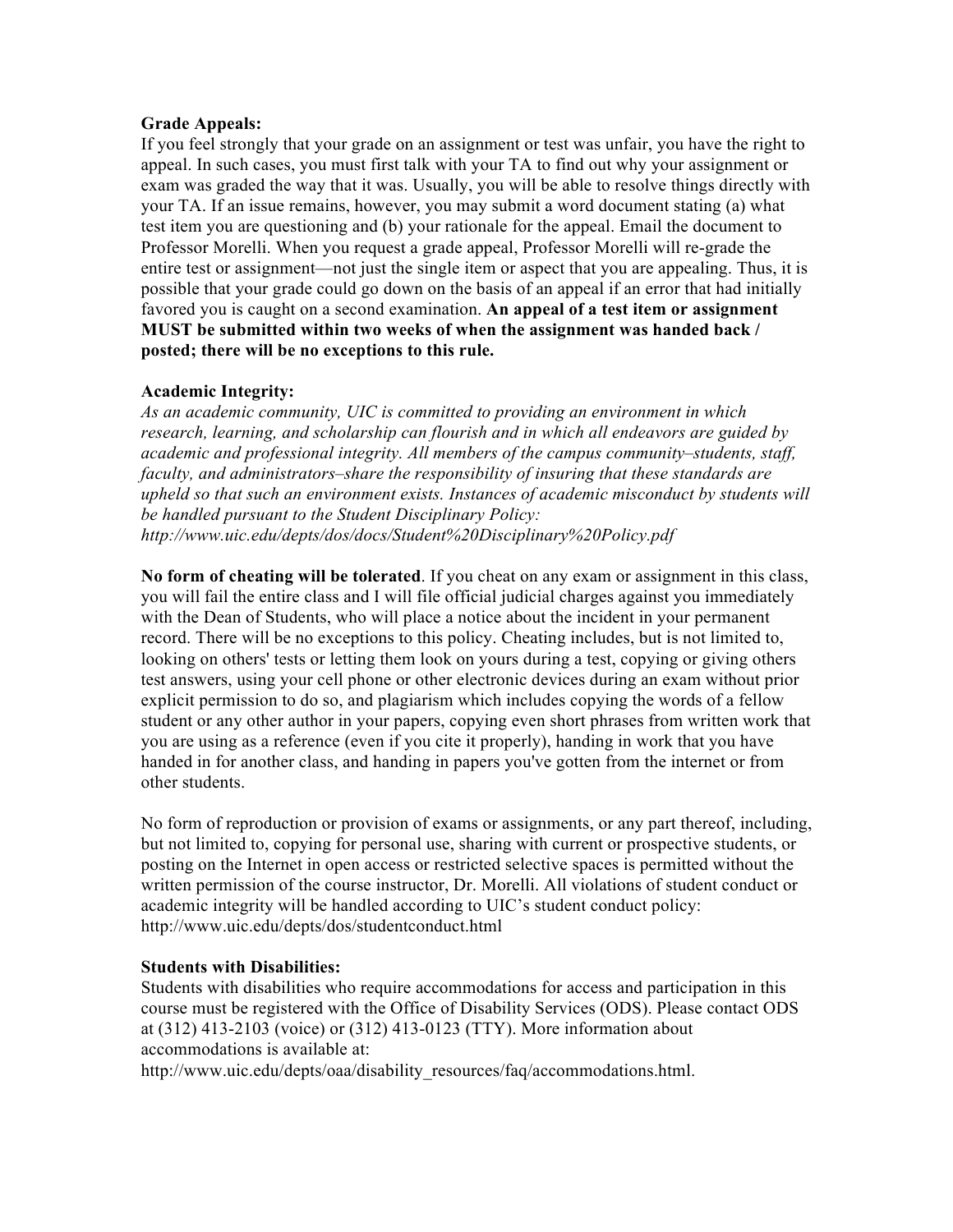**Grade Appeals:**
If you feel strongly that your grade on an assignment or test was unfair, you have the right to appeal. In such cases, you must first talk with your TA to find out why your assignment or exam was graded the way that it was. Usually, you will be able to resolve things directly with your TA. If an issue remains, however, you may submit a word document stating (a) what test item you are questioning and (b) your rationale for the appeal. Email the document to Professor Morelli. When you request a grade appeal, Professor Morelli will re-grade the entire test or assignment—not just the single item or aspect that you are appealing. Thus, it is possible that your grade could go down on the basis of an appeal if an error that had initially favored you is caught on a second examination. **An appeal of a test item or assignment MUST be submitted within two weeks of when the assignment was handed back / posted; there will be no exceptions to this rule.**

**Academic Integrity:**
*As an academic community, UIC is committed to providing an environment in which research, learning, and scholarship can flourish and in which all endeavors are guided by academic and professional integrity. All members of the campus community–students, staff, faculty, and administrators–share the responsibility of insuring that these standards are upheld so that such an environment exists. Instances of academic misconduct by students will be handled pursuant to the Student Disciplinary Policy: http://www.uic.edu/depts/dos/docs/Student%20Disciplinary%20Policy.pdf*

**No form of cheating will be tolerated**. If you cheat on any exam or assignment in this class, you will fail the entire class and I will file official judicial charges against you immediately with the Dean of Students, who will place a notice about the incident in your permanent record. There will be no exceptions to this policy. Cheating includes, but is not limited to, looking on others' tests or letting them look on yours during a test, copying or giving others test answers, using your cell phone or other electronic devices during an exam without prior explicit permission to do so, and plagiarism which includes copying the words of a fellow student or any other author in your papers, copying even short phrases from written work that you are using as a reference (even if you cite it properly), handing in work that you have handed in for another class, and handing in papers you've gotten from the internet or from other students.

No form of reproduction or provision of exams or assignments, or any part thereof, including, but not limited to, copying for personal use, sharing with current or prospective students, or posting on the Internet in open access or restricted selective spaces is permitted without the written permission of the course instructor, Dr. Morelli. All violations of student conduct or academic integrity will be handled according to UIC's student conduct policy: http://www.uic.edu/depts/dos/studentconduct.html

**Students with Disabilities:**
Students with disabilities who require accommodations for access and participation in this course must be registered with the Office of Disability Services (ODS). Please contact ODS at (312) 413-2103 (voice) or (312) 413-0123 (TTY). More information about accommodations is available at:
http://www.uic.edu/depts/oaa/disability_resources/faq/accommodations.html.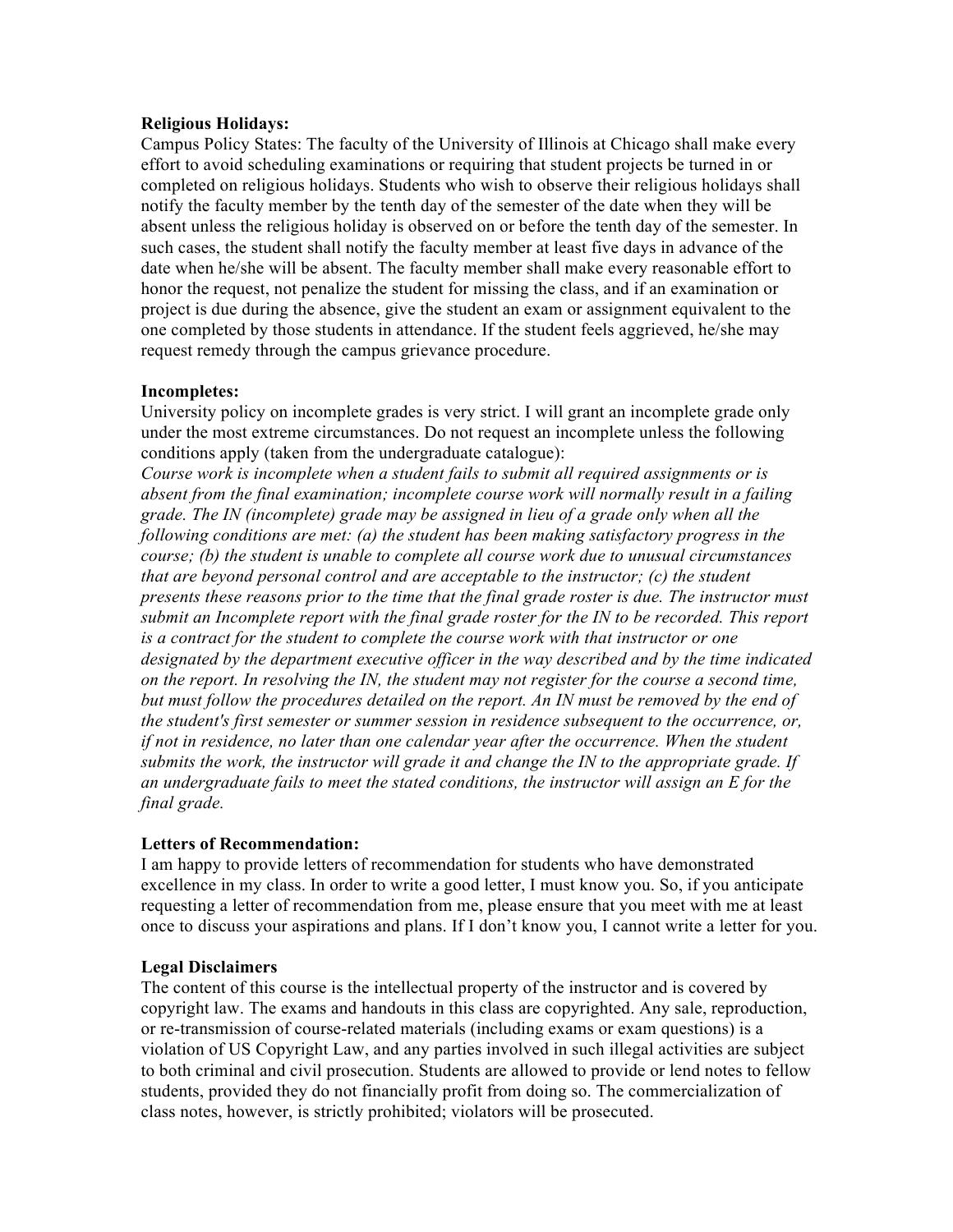**Religious Holidays:**

Campus Policy States: The faculty of the University of Illinois at Chicago shall make every effort to avoid scheduling examinations or requiring that student projects be turned in or completed on religious holidays. Students who wish to observe their religious holidays shall notify the faculty member by the tenth day of the semester of the date when they will be absent unless the religious holiday is observed on or before the tenth day of the semester. In such cases, the student shall notify the faculty member at least five days in advance of the date when he/she will be absent. The faculty member shall make every reasonable effort to honor the request, not penalize the student for missing the class, and if an examination or project is due during the absence, give the student an exam or assignment equivalent to the one completed by those students in attendance. If the student feels aggrieved, he/she may request remedy through the campus grievance procedure.

**Incompletes:**

University policy on incomplete grades is very strict. I will grant an incomplete grade only under the most extreme circumstances. Do not request an incomplete unless the following conditions apply (taken from the undergraduate catalogue):

*Course work is incomplete when a student fails to submit all required assignments or is absent from the final examination; incomplete course work will normally result in a failing grade. The IN (incomplete) grade may be assigned in lieu of a grade only when all the following conditions are met: (a) the student has been making satisfactory progress in the course; (b) the student is unable to complete all course work due to unusual circumstances that are beyond personal control and are acceptable to the instructor; (c) the student presents these reasons prior to the time that the final grade roster is due. The instructor must submit an Incomplete report with the final grade roster for the IN to be recorded. This report is a contract for the student to complete the course work with that instructor or one designated by the department executive officer in the way described and by the time indicated on the report. In resolving the IN, the student may not register for the course a second time, but must follow the procedures detailed on the report. An IN must be removed by the end of the student's first semester or summer session in residence subsequent to the occurrence, or, if not in residence, no later than one calendar year after the occurrence. When the student submits the work, the instructor will grade it and change the IN to the appropriate grade. If an undergraduate fails to meet the stated conditions, the instructor will assign an E for the final grade.*

**Letters of Recommendation:**

I am happy to provide letters of recommendation for students who have demonstrated excellence in my class. In order to write a good letter, I must know you. So, if you anticipate requesting a letter of recommendation from me, please ensure that you meet with me at least once to discuss your aspirations and plans. If I don't know you, I cannot write a letter for you.

**Legal Disclaimers**

The content of this course is the intellectual property of the instructor and is covered by copyright law. The exams and handouts in this class are copyrighted. Any sale, reproduction, or re-transmission of course-related materials (including exams or exam questions) is a violation of US Copyright Law, and any parties involved in such illegal activities are subject to both criminal and civil prosecution. Students are allowed to provide or lend notes to fellow students, provided they do not financially profit from doing so. The commercialization of class notes, however, is strictly prohibited; violators will be prosecuted.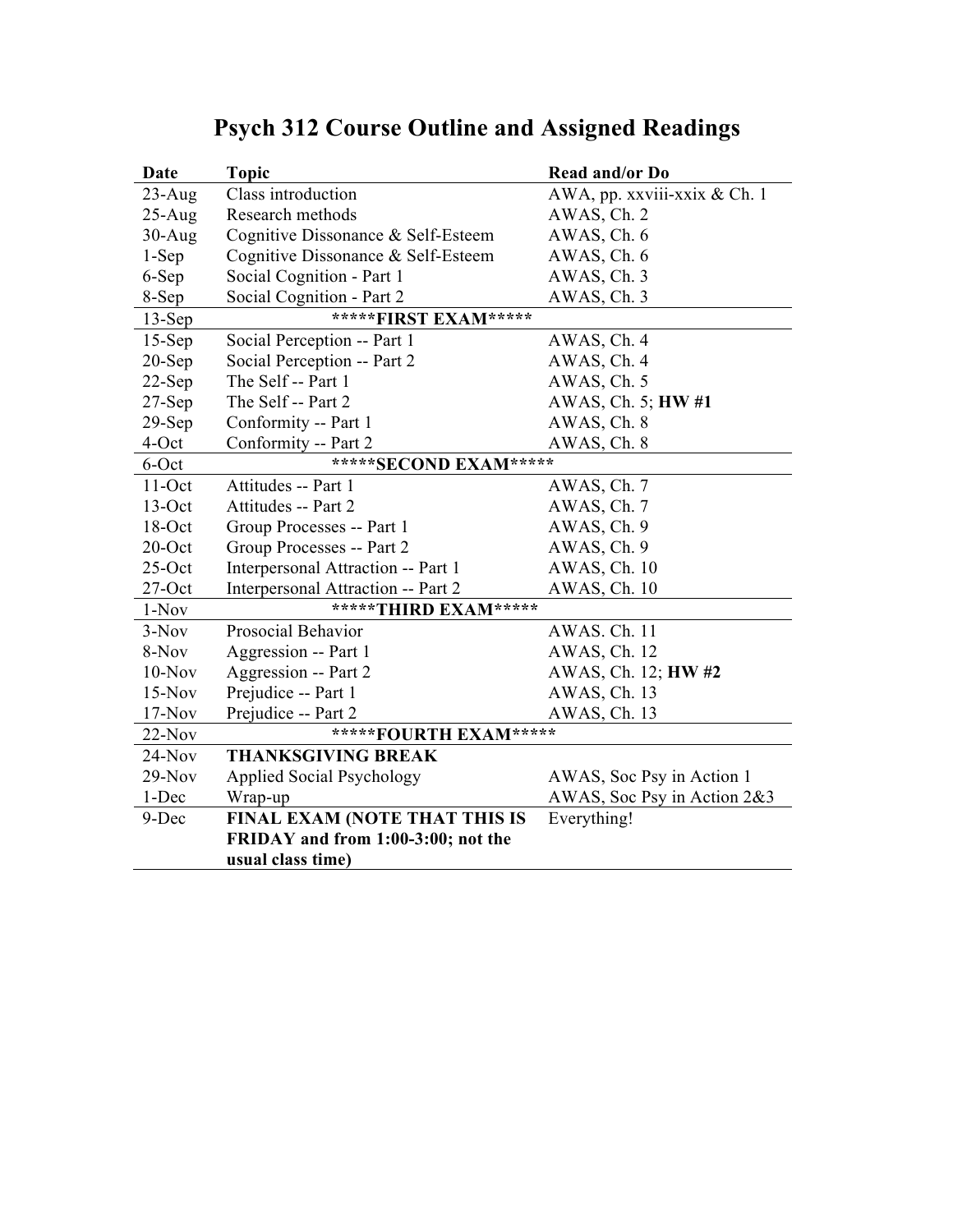# Psych 312 Course Outline and Assigned Readings

| Date | Topic | Read and/or Do |
|---|---|---|
| 23-Aug | Class introduction | AWA, pp. xxviii-xxix & Ch. 1 |
| 25-Aug | Research methods | AWAS, Ch. 2 |
| 30-Aug | Cognitive Dissonance & Self-Esteem | AWAS, Ch. 6 |
| 1-Sep | Cognitive Dissonance & Self-Esteem | AWAS, Ch. 6 |
| 6-Sep | Social Cognition - Part 1 | AWAS, Ch. 3 |
| 8-Sep | Social Cognition - Part 2 | AWAS, Ch. 3 |
| 13-Sep | *****FIRST EXAM***** | |
| 15-Sep | Social Perception -- Part 1 | AWAS, Ch. 4 |
| 20-Sep | Social Perception -- Part 2 | AWAS, Ch. 4 |
| 22-Sep | The Self -- Part 1 | AWAS, Ch. 5 |
| 27-Sep | The Self -- Part 2 | AWAS, Ch. 5; **HW #1** |
| 29-Sep | Conformity -- Part 1 | AWAS, Ch. 8 |
| 4-Oct | Conformity -- Part 2 | AWAS, Ch. 8 |
| 6-Oct | *****SECOND EXAM***** | |
| 11-Oct | Attitudes -- Part 1 | AWAS, Ch. 7 |
| 13-Oct | Attitudes -- Part 2 | AWAS, Ch. 7 |
| 18-Oct | Group Processes -- Part 1 | AWAS, Ch. 9 |
| 20-Oct | Group Processes -- Part 2 | AWAS, Ch. 9 |
| 25-Oct | Interpersonal Attraction -- Part 1 | AWAS, Ch. 10 |
| 27-Oct | Interpersonal Attraction -- Part 2 | AWAS, Ch. 10 |
| 1-Nov | *****THIRD EXAM***** | |
| 3-Nov | Prosocial Behavior | AWAS. Ch. 11 |
| 8-Nov | Aggression -- Part 1 | AWAS, Ch. 12 |
| 10-Nov | Aggression -- Part 2 | AWAS, Ch. 12; **HW #2** |
| 15-Nov | Prejudice -- Part 1 | AWAS, Ch. 13 |
| 17-Nov | Prejudice -- Part 2 | AWAS, Ch. 13 |
| 22-Nov | *****FOURTH EXAM***** | |
| 24-Nov | **THANKSGIVING BREAK** | |
| 29-Nov | Applied Social Psychology | AWAS, Soc Psy in Action 1 |
| 1-Dec | Wrap-up | AWAS, Soc Psy in Action 2&3 |
| 9-Dec | **FINAL EXAM (NOTE THAT THIS IS FRIDAY and from 1:00-3:00; not the usual class time)** | Everything! |